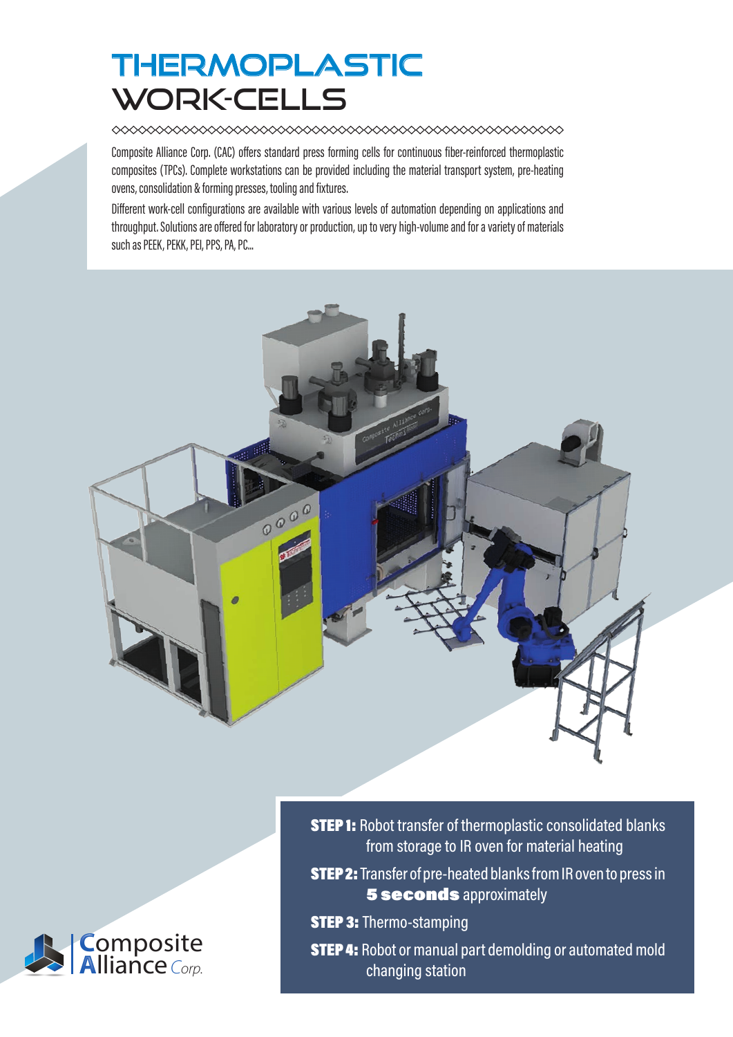# THERMOPLASTIC WORK-CELLS

Composite Alliance Corp. (CAC) offers standard press forming cells for continuous fiber-reinforced thermoplastic composites (TPCs). Complete workstations can be provided including the material transport system, pre-heating ovens, consolidation & forming presses, tooling and fixtures.

Different work-cell configurations are available with various levels of automation depending on applications and throughput. Solutions are offered for laboratory or production, up to very high-volume and for a variety of materials such as PEEK, PEKK, PEI, PPS, PA, PC...

**STEP 1:** Robot transfer of thermoplastic consolidated blanks from storage to IR oven for material heating

**STEP 2:** Transfer of pre-heated blanks from IR oven to press in **5 seconds** approximately

**STEP 3:** Thermo-stamping

**STEP 4:** Robot or manual part demolding or automated mold changing station

Composite Alliance Corp.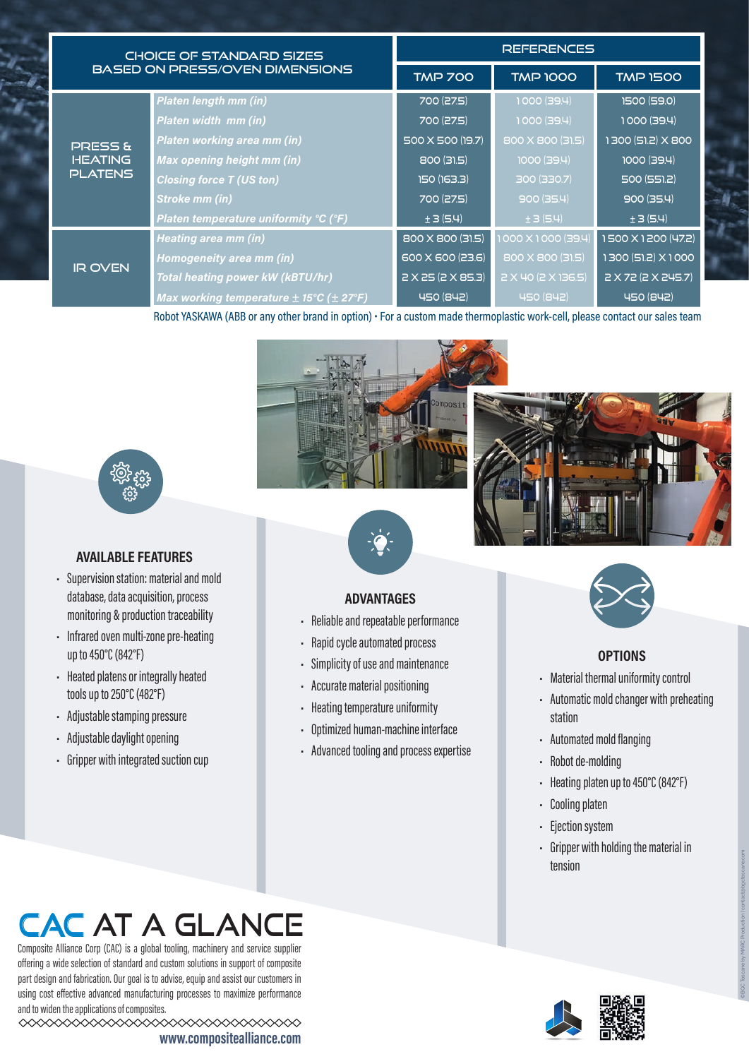| CHOICE OF STANDARD SIZES BASED ON PRESS/OVEN DIMENSIONS | | REFERENCES | | |
|---|---|---|---|---|
| | | TMP 700 | TMP 1000 | TMP 1500 |
| PRESS & HEATING PLATENS | *Platen length mm (in)* | 700 (27.5) | 1 000 (39.4) | 1500 (59.0) |
| | *Platen width mm (in)* | 700 (27.5) | 1 000 (39.4) | 1 000 (39.4) |
| | *Platen working area mm (in)* | 500 X 500 (19.7) | 800 X 800 (31.5) | 1 300 (51.2) X 800 |
| | *Max opening height mm (in)* | 800 (31.5) | 1000 (39.4) | 1000 (39.4) |
| | *Closing force T (US ton)* | 150 (163.3) | 300 (330.7) | 500 (551.2) |
| | *Stroke mm (in)* | 700 (27.5) | 900 (35.4) | 900 (35.4) |
| | *Platen temperature uniformity °C (°F)* | ± 3 (5.4) | ± 3 (5.4) | ± 3 (5.4) |
| IR OVEN | *Heating area mm (in)* | 800 X 800 (31.5) | 1 000 X 1 000 (39.4) | 1 500 X 1 200 (47.2) |
| | *Homogeneity area mm (in)* | 600 X 600 (23.6) | 800 X 800 (31.5) | 1 300 (51.2) X 1 000 |
| | *Total heating power kW (kBTU/hr)* | 2 X 25 (2 X 85.3) | 2 X 40 (2 X 136.5) | 2 X 72 (2 X 245.7) |
| | *Max working temperature ± 15°C (± 27°F)* | 450 (842) | 450 (842) | 450 (842) |

Robot YASKAWA (ABB or any other brand in option) • For a custom made thermoplastic work-cell, please contact our sales team

### AVAILABLE FEATURES

- Supervision station: material and mold database, data acquisition, process monitoring & production traceability
- Infrared oven multi-zone pre-heating up to 450°C (842°F)
- Heated platens or integrally heated tools up to 250°C (482°F)
- Adjustable stamping pressure
- Adjustable daylight opening
- Gripper with integrated suction cup

### ADVANTAGES

- Reliable and repeatable performance
- Rapid cycle automated process
- Simplicity of use and maintenance
- Accurate material positioning
- Heating temperature uniformity
- Optimized human-machine interface
- Advanced tooling and process expertise

### OPTIONS

- Material thermal uniformity control
- Automatic mold changer with preheating station
- Automated mold flanging
- Robot de-molding
- Heating platen up to 450°C (842°F)
- Cooling platen
- Ejection system
- Gripper with holding the material in tension

# CAC AT A GLANCE

Composite Alliance Corp (CAC) is a global tooling, machinery and service supplier offering a wide selection of standard and custom solutions in support of composite part design and fabrication. Our goal is to advise, equip and assist our customers in using cost effective advanced manufacturing processes to maximize performance and to widen the applications of composites.

www.compositealliance.com